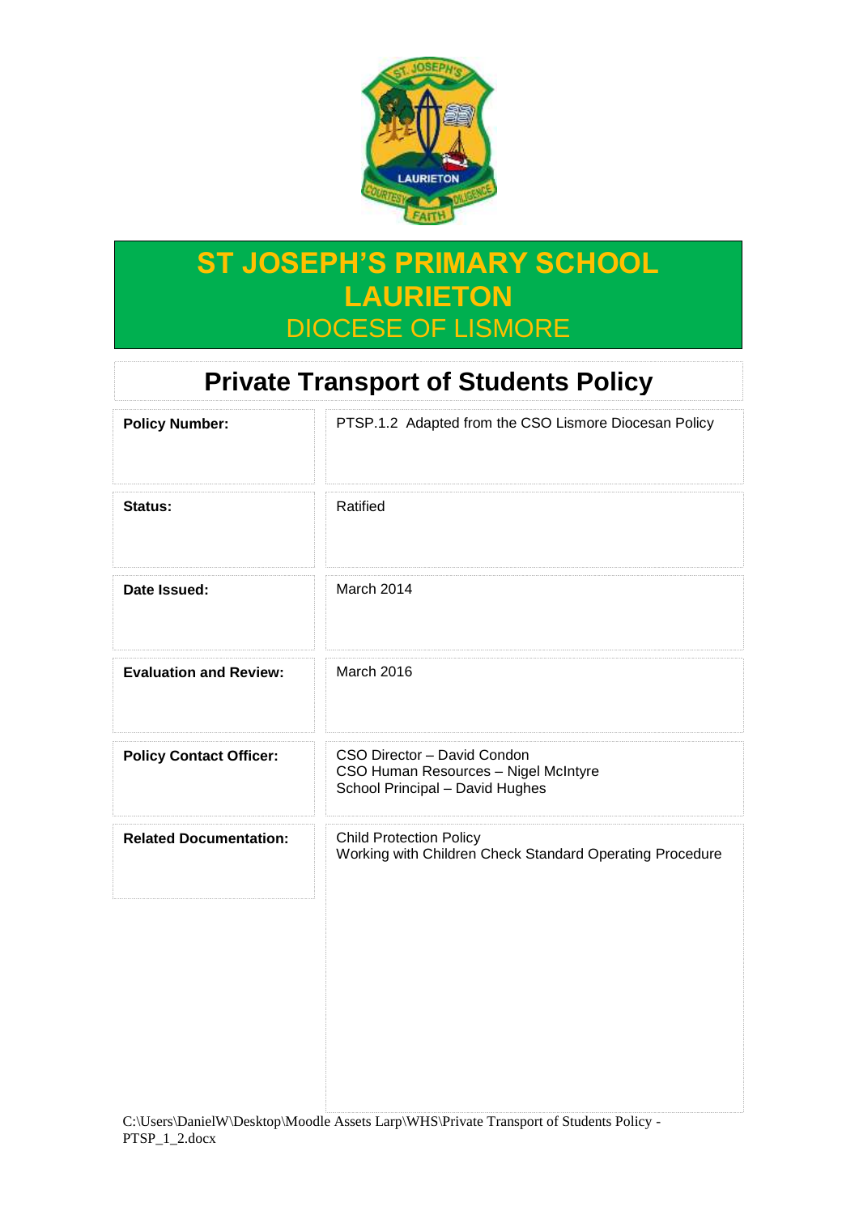# ST JOSEPH'S PRIMARY SCHOOL LAURIETON

## DIOCESE OF LISMORE

# Private Transport of Students Policy

| | |
|---|---|
| **Policy Number:** | PTSP.1.2 Adapted from the CSO Lismore Diocesan Policy |
| **Status:** | Ratified |
| **Date Issued:** | March 2014 |
| **Evaluation and Review:** | March 2016 |
| **Policy Contact Officer:** | CSO Director – David Condon<br>CSO Human Resources – Nigel McIntyre<br>School Principal – David Hughes |
| **Related Documentation:** | Child Protection Policy<br>Working with Children Check Standard Operating Procedure |

C:\Users\DanielW\Desktop\Moodle Assets Larp\WHS\Private Transport of Students Policy - PTSP_1_2.docx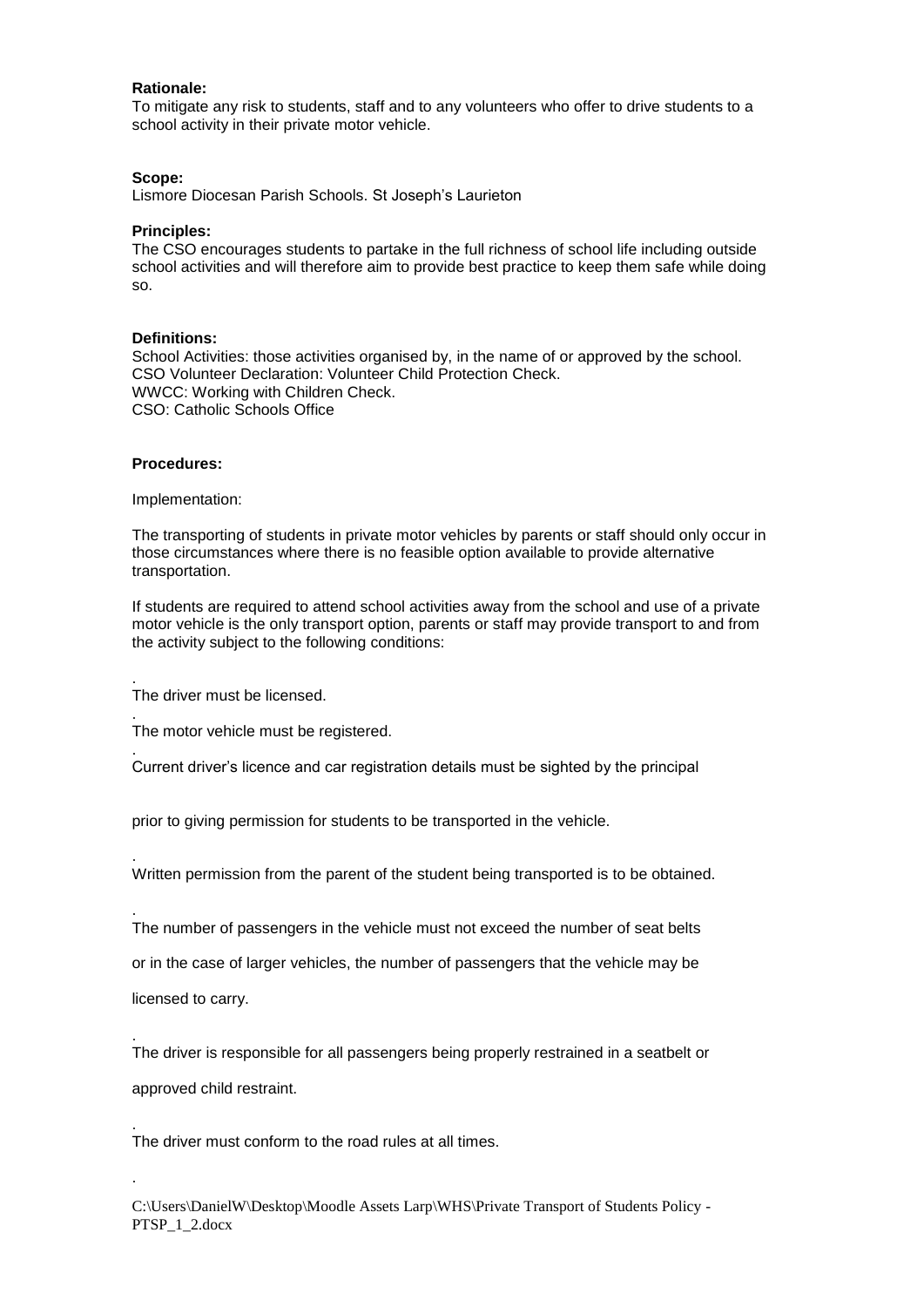**Rationale:**
To mitigate any risk to students, staff and to any volunteers who offer to drive students to a school activity in their private motor vehicle.

**Scope:**
Lismore Diocesan Parish Schools. St Joseph's Laurieton

**Principles:**
The CSO encourages students to partake in the full richness of school life including outside school activities and will therefore aim to provide best practice to keep them safe while doing so.

**Definitions:**
School Activities: those activities organised by, in the name of or approved by the school.
CSO Volunteer Declaration: Volunteer Child Protection Check.
WWCC: Working with Children Check.
CSO: Catholic Schools Office

**Procedures:**

Implementation:

The transporting of students in private motor vehicles by parents or staff should only occur in those circumstances where there is no feasible option available to provide alternative transportation.

If students are required to attend school activities away from the school and use of a private motor vehicle is the only transport option, parents or staff may provide transport to and from the activity subject to the following conditions:

- The driver must be licensed.
- The motor vehicle must be registered.
- Current driver's licence and car registration details must be sighted by the principal prior to giving permission for students to be transported in the vehicle.
- Written permission from the parent of the student being transported is to be obtained.
- The number of passengers in the vehicle must not exceed the number of seat belts or in the case of larger vehicles, the number of passengers that the vehicle may be licensed to carry.
- The driver is responsible for all passengers being properly restrained in a seatbelt or approved child restraint.
- The driver must conform to the road rules at all times.

C:\Users\DanielW\Desktop\Moodle Assets Larp\WHS\Private Transport of Students Policy - PTSP_1_2.docx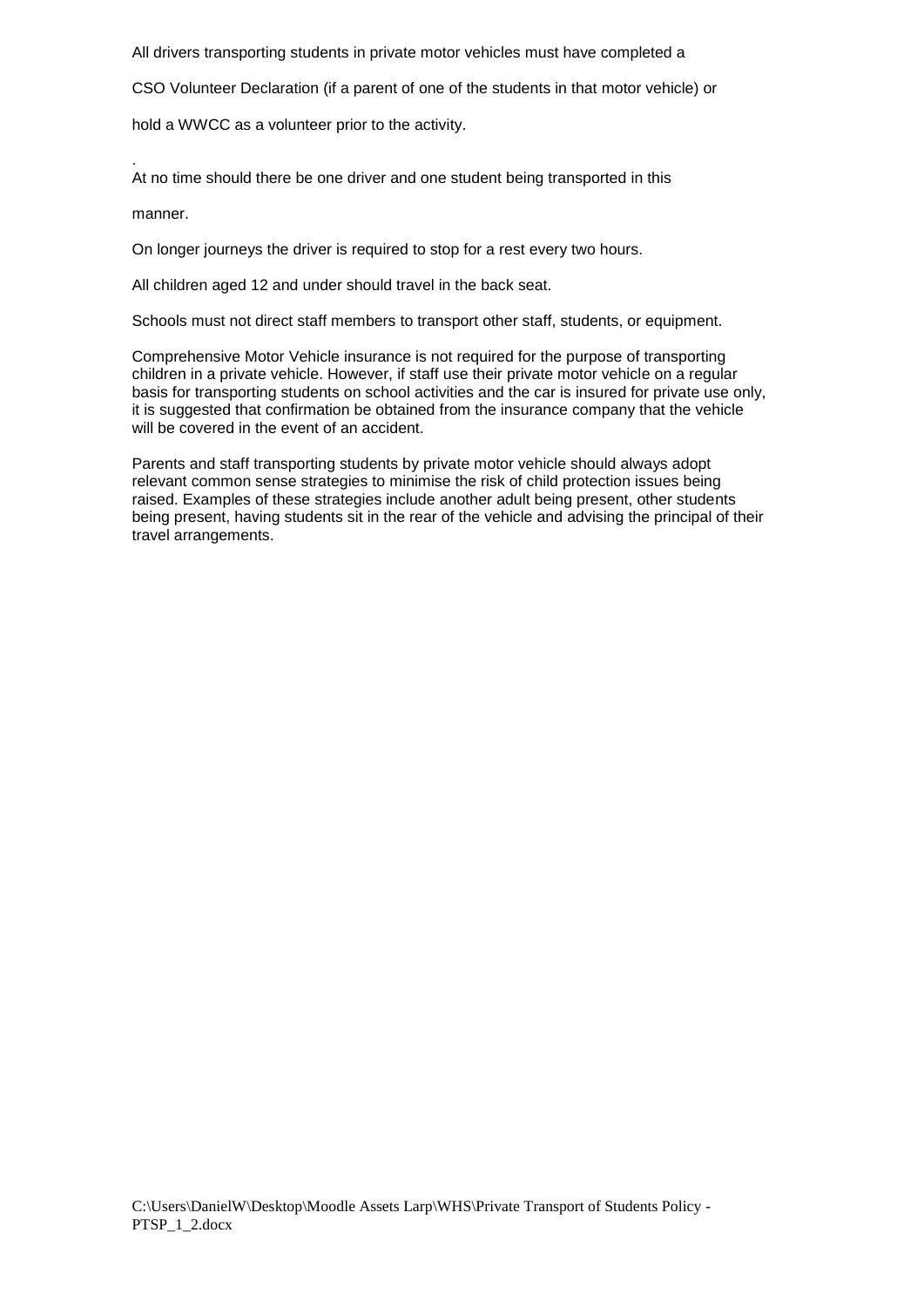All drivers transporting students in private motor vehicles must have completed a

CSO Volunteer Declaration (if a parent of one of the students in that motor vehicle) or

hold a WWCC as a volunteer prior to the activity.

.
At no time should there be one driver and one student being transported in this

manner.

On longer journeys the driver is required to stop for a rest every two hours.

All children aged 12 and under should travel in the back seat.

Schools must not direct staff members to transport other staff, students, or equipment.

Comprehensive Motor Vehicle insurance is not required for the purpose of transporting children in a private vehicle. However, if staff use their private motor vehicle on a regular basis for transporting students on school activities and the car is insured for private use only, it is suggested that confirmation be obtained from the insurance company that the vehicle will be covered in the event of an accident.

Parents and staff transporting students by private motor vehicle should always adopt relevant common sense strategies to minimise the risk of child protection issues being raised. Examples of these strategies include another adult being present, other students being present, having students sit in the rear of the vehicle and advising the principal of their travel arrangements.